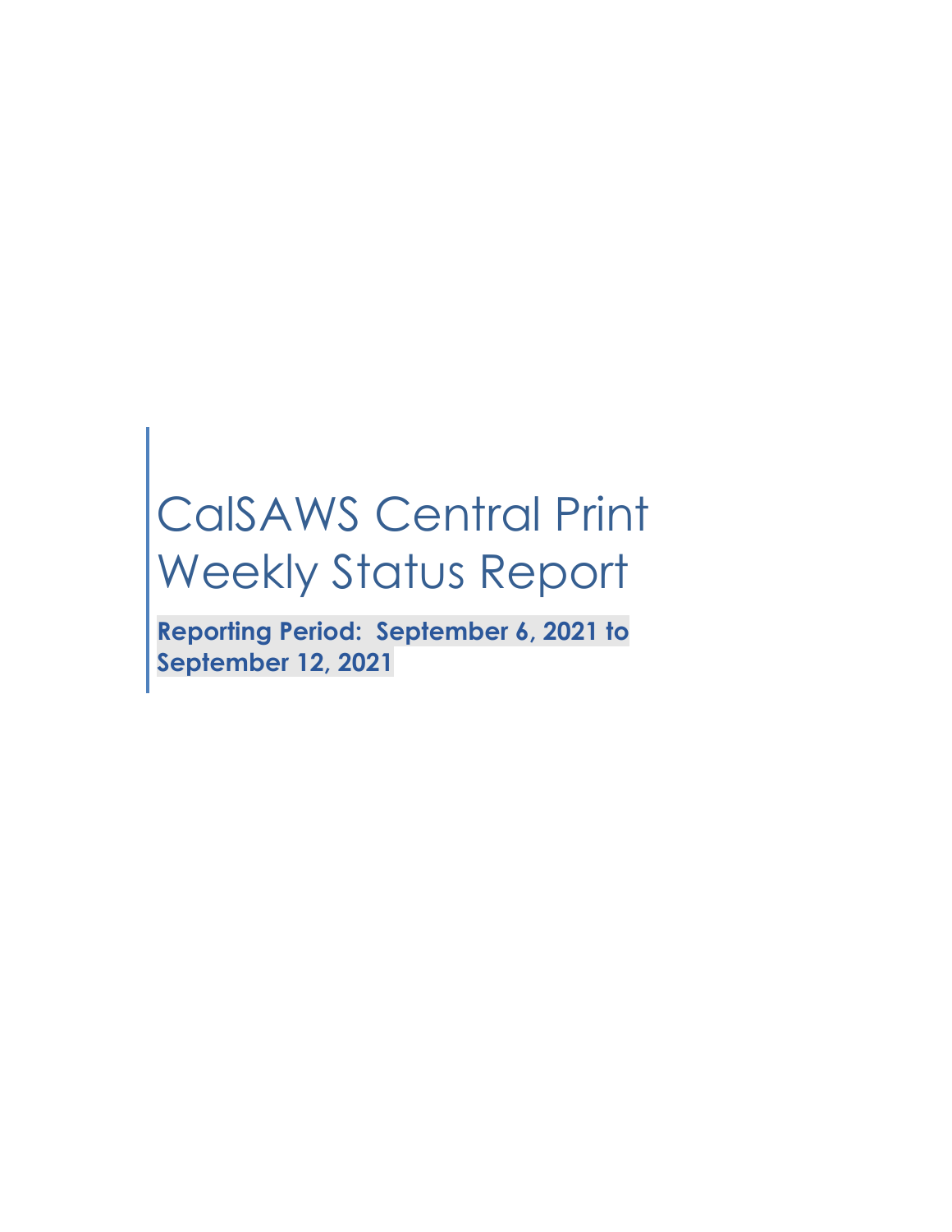# CalSAWS Central Print Weekly Status Report

**Reporting Period: September 6, 2021 to September 12, 2021**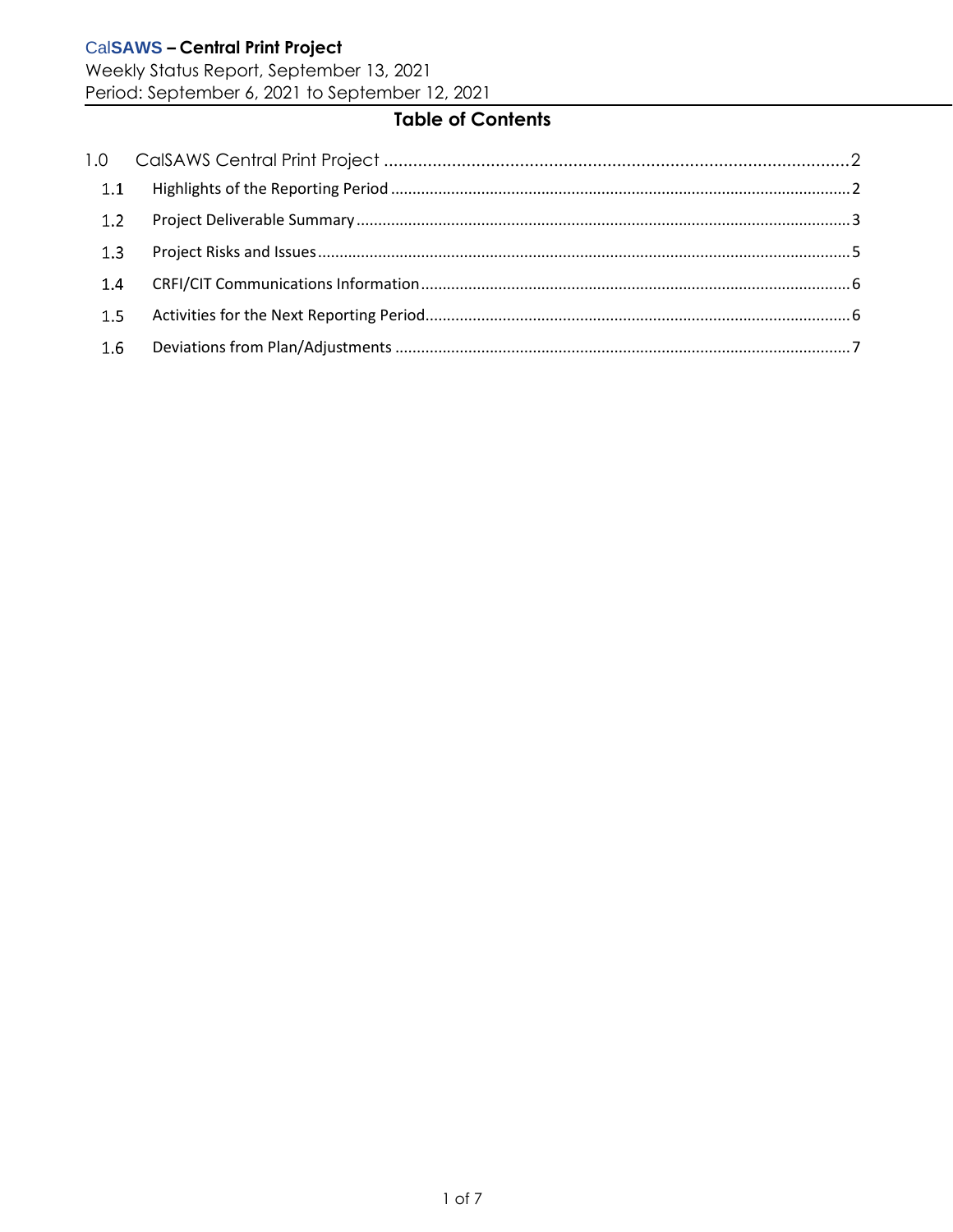# Table of Contents

1.0 CalSAWS Central Print Project ........................................................ 2

- 1.1 Highlights of the Reporting Period ........................................................ 2
- 1.2 Project Deliverable Summary ........................................................ 3
- 1.3 Project Risks and Issues ........................................................ 5
- 1.4 CRFI/CIT Communications Information ........................................................ 6
- 1.5 Activities for the Next Reporting Period ........................................................ 6
- 1.6 Deviations from Plan/Adjustments ........................................................ 7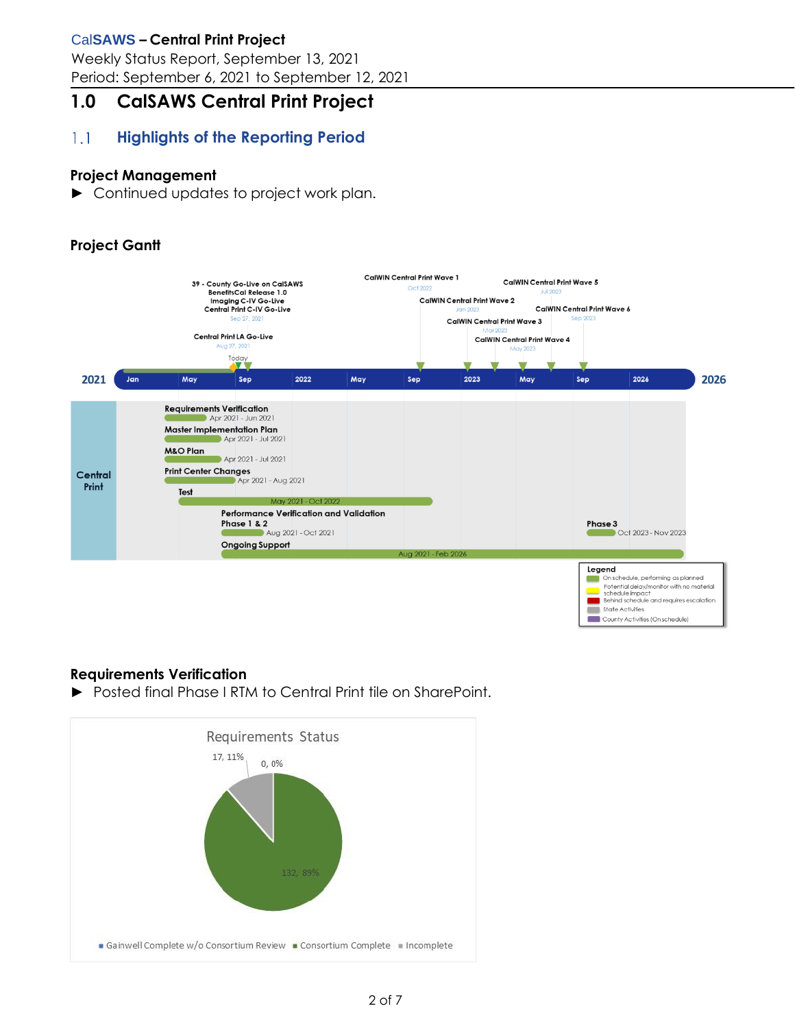# 1.0 CalSAWS Central Print Project

## 1.1 Highlights of the Reporting Period

### Project Management

- ► Continued updates to project work plan.

### Project Gantt

**Milestones:**

- 39 - County Go-Live on CalSAWS, BenefitsCal Release 1.0, Imaging C-IV Go-Live, Central Print C-IV Go-Live — Sep 27, 2021
- Central Print LA Go-Live — Aug 27, 2021
- CalWIN Central Print Wave 1 — Oct 2022
- CalWIN Central Print Wave 2 — Jan 2023
- CalWIN Central Print Wave 3 — Mar 2023
- CalWIN Central Print Wave 4 — May 2023
- CalWIN Central Print Wave 5 — Jul 2023
- CalWIN Central Print Wave 6 — Sep 2023

**Central Print:**

| Activity | Dates |
|---|---|
| Requirements Verification | Apr 2021 - Jun 2021 |
| Master Implementation Plan | Apr 2021 - Jul 2021 |
| M&O Plan | Apr 2021 - Jul 2021 |
| Print Center Changes | Apr 2021 - Aug 2021 |
| Test | May 2021 - Oct 2022 |
| Performance Verification and Validation Phase 1 & 2 | Aug 2021 - Oct 2021 |
| Performance Verification and Validation Phase 3 | Oct 2023 - Nov 2023 |
| Ongoing Support | Aug 2021 - Feb 2026 |

**Legend:**
- Green: On schedule, performing as planned
- Yellow: Potential delay/monitor with no material schedule impact
- Red: Behind schedule and requires escalation
- Gray: State Activities
- Purple: County Activities (On schedule)

### Requirements Verification

- ► Posted final Phase I RTM to Central Print tile on SharePoint.

**Requirements Status**

| Status | Count | Percent |
|---|---|---|
| Gainwell Complete w/o Consortium Review | 0 | 0% |
| Consortium Complete | 132 | 89% |
| Incomplete | 17 | 11% |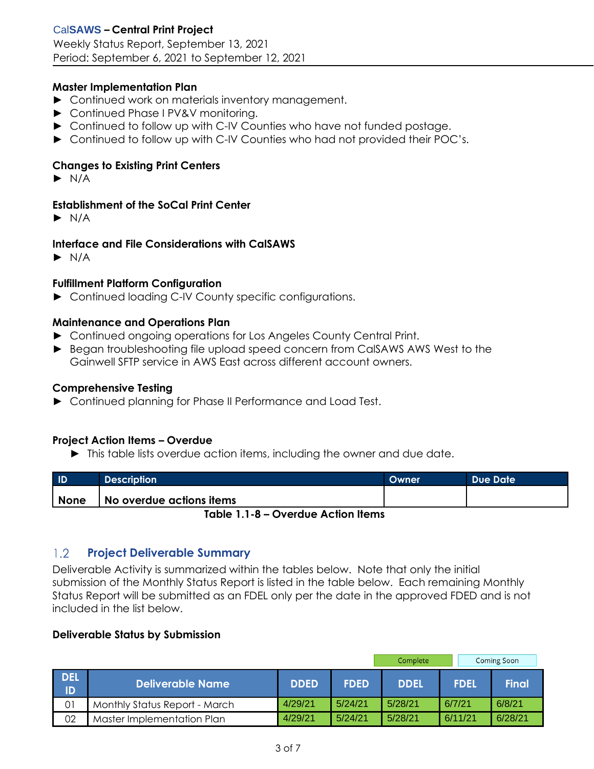### Master Implementation Plan

- Continued work on materials inventory management.
- Continued Phase I PV&V monitoring.
- Continued to follow up with C-IV Counties who have not funded postage.
- Continued to follow up with C-IV Counties who had not provided their POC's.

### Changes to Existing Print Centers

- N/A

### Establishment of the SoCal Print Center

- N/A

### Interface and File Considerations with CalSAWS

- N/A

### Fulfillment Platform Configuration

- Continued loading C-IV County specific configurations.

### Maintenance and Operations Plan

- Continued ongoing operations for Los Angeles County Central Print.
- Began troubleshooting file upload speed concern from CalSAWS AWS West to the Gainwell SFTP service in AWS East across different account owners.

### Comprehensive Testing

- Continued planning for Phase II Performance and Load Test.

### Project Action Items – Overdue

- This table lists overdue action items, including the owner and due date.

| ID | Description | Owner | Due Date |
|---|---|---|---|
| **None** | **No overdue actions items** | | |

**Table 1.1-8 – Overdue Action Items**

## 1.2 Project Deliverable Summary

Deliverable Activity is summarized within the tables below. Note that only the initial submission of the Monthly Status Report is listed in the table below. Each remaining Monthly Status Report will be submitted as an FDEL only per the date in the approved FDED and is not included in the list below.

### Deliverable Status by Submission

Complete | Coming Soon

| DEL ID | Deliverable Name | DDED | FDED | DDEL | FDEL | Final |
|---|---|---|---|---|---|---|
| 01 | Monthly Status Report - March | 4/29/21 | 5/24/21 | 5/28/21 | 6/7/21 | 6/8/21 |
| 02 | Master Implementation Plan | 4/29/21 | 5/24/21 | 5/28/21 | 6/11/21 | 6/28/21 |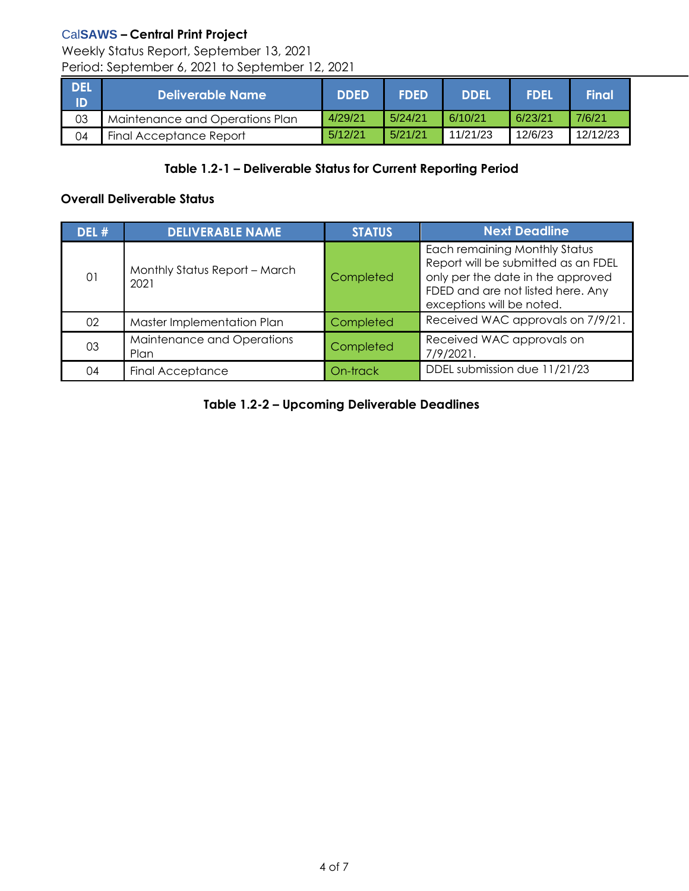| DEL ID | Deliverable Name | DDED | FDED | DDEL | FDEL | Final |
|---|---|---|---|---|---|---|
| 03 | Maintenance and Operations Plan | 4/29/21 | 5/24/21 | 6/10/21 | 6/23/21 | 7/6/21 |
| 04 | Final Acceptance Report | 5/12/21 | 5/21/21 | 11/21/23 | 12/6/23 | 12/12/23 |

**Table 1.2-1 – Deliverable Status for Current Reporting Period**

**Overall Deliverable Status**

| DEL # | DELIVERABLE NAME | STATUS | Next Deadline |
|---|---|---|---|
| 01 | Monthly Status Report – March 2021 | Completed | Each remaining Monthly Status Report will be submitted as an FDEL only per the date in the approved FDED and are not listed here. Any exceptions will be noted. |
| 02 | Master Implementation Plan | Completed | Received WAC approvals on 7/9/21. |
| 03 | Maintenance and Operations Plan | Completed | Received WAC approvals on 7/9/2021. |
| 04 | Final Acceptance | On-track | DDEL submission due 11/21/23 |

**Table 1.2-2 – Upcoming Deliverable Deadlines**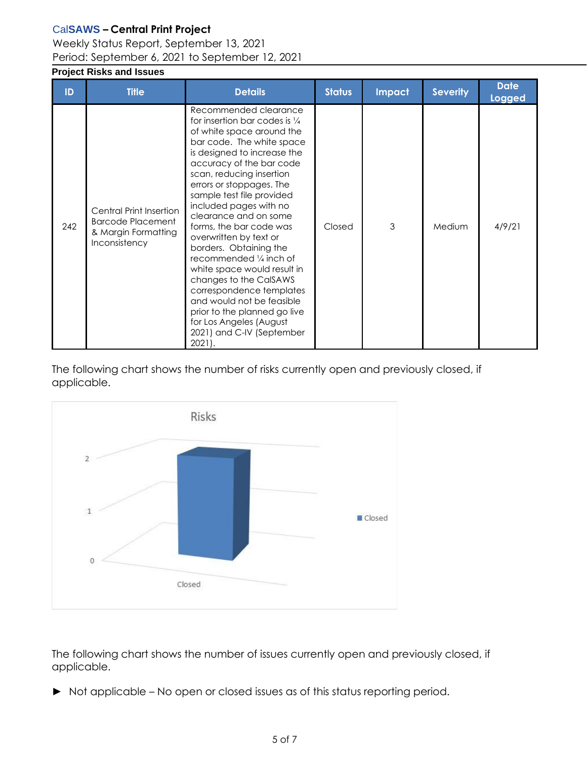### Project Risks and Issues

| ID | Title | Details | Status | Impact | Severity | Date Logged |
|---|---|---|---|---|---|---|
| 242 | Central Print Insertion Barcode Placement & Margin Formatting Inconsistency | Recommended clearance for insertion bar codes is ¼ of white space around the bar code. The white space is designed to increase the accuracy of the bar code scan, reducing insertion errors or stoppages. The sample test file provided included pages with no clearance and on some forms, the bar code was overwritten by text or borders. Obtaining the recommended ¼ inch of white space would result in changes to the CalSAWS correspondence templates and would not be feasible prior to the planned go live for Los Angeles (August 2021) and C-IV (September 2021). | Closed | 3 | Medium | 4/9/21 |

The following chart shows the number of risks currently open and previously closed, if applicable.

The following chart shows the number of issues currently open and previously closed, if applicable.

- Not applicable – No open or closed issues as of this status reporting period.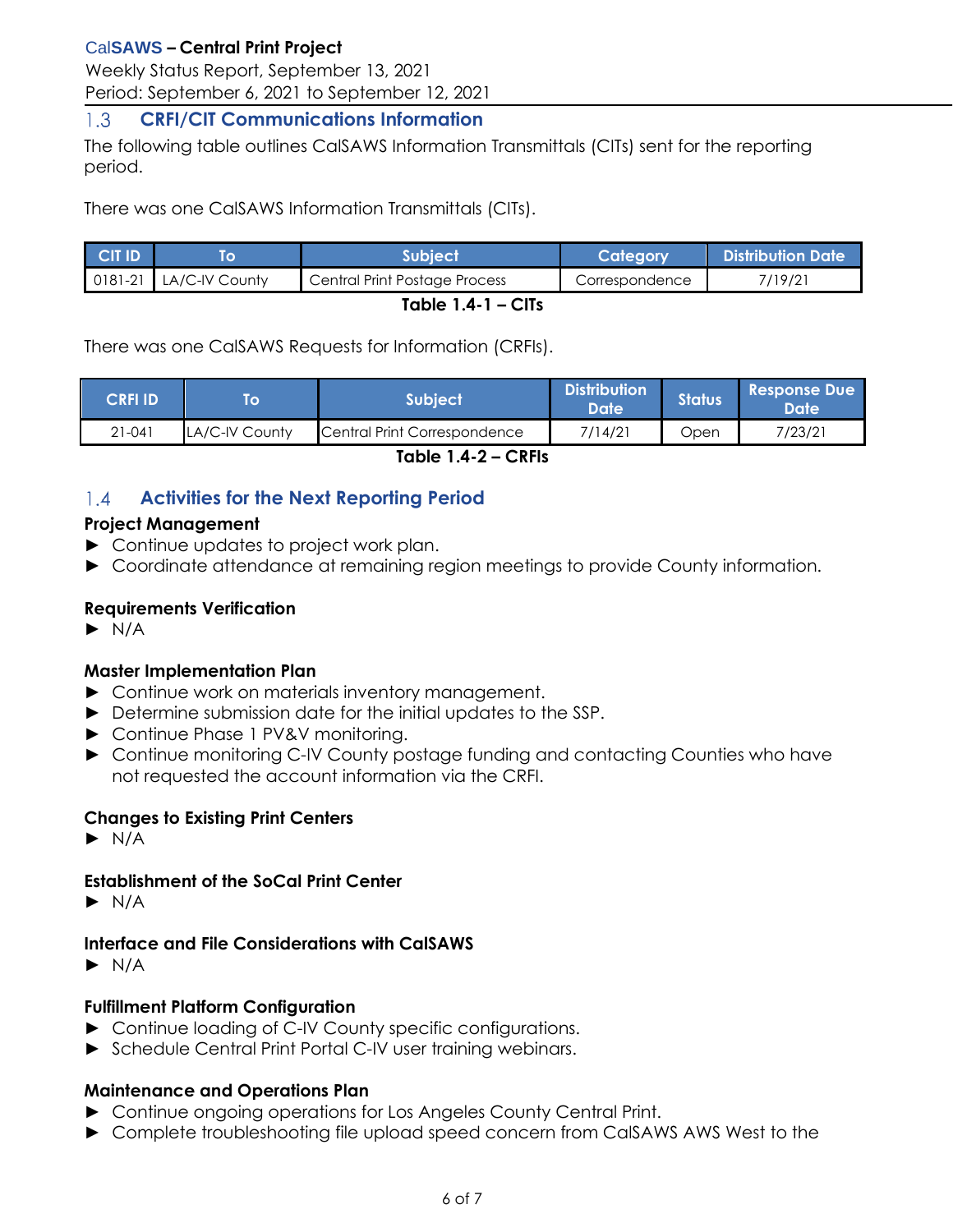## 1.3 CRFI/CIT Communications Information

The following table outlines CalSAWS Information Transmittals (CITs) sent for the reporting period.

There was one CalSAWS Information Transmittals (CITs).

| CIT ID | To | Subject | Category | Distribution Date |
|---|---|---|---|---|
| 0181-21 | LA/C-IV County | Central Print Postage Process | Correspondence | 7/19/21 |

**Table 1.4-1 – CITs**

There was one CalSAWS Requests for Information (CRFIs).

| CRFI ID | To | Subject | Distribution Date | Status | Response Due Date |
|---|---|---|---|---|---|
| 21-041 | LA/C-IV County | Central Print Correspondence | 7/14/21 | Open | 7/23/21 |

**Table 1.4-2 – CRFIs**

## 1.4 Activities for the Next Reporting Period

**Project Management**

- Continue updates to project work plan.
- Coordinate attendance at remaining region meetings to provide County information.

**Requirements Verification**

- N/A

**Master Implementation Plan**

- Continue work on materials inventory management.
- Determine submission date for the initial updates to the SSP.
- Continue Phase 1 PV&V monitoring.
- Continue monitoring C-IV County postage funding and contacting Counties who have not requested the account information via the CRFI.

**Changes to Existing Print Centers**

- N/A

**Establishment of the SoCal Print Center**

- N/A

**Interface and File Considerations with CalSAWS**

- N/A

**Fulfillment Platform Configuration**

- Continue loading of C-IV County specific configurations.
- Schedule Central Print Portal C-IV user training webinars.

**Maintenance and Operations Plan**

- Continue ongoing operations for Los Angeles County Central Print.
- Complete troubleshooting file upload speed concern from CalSAWS AWS West to the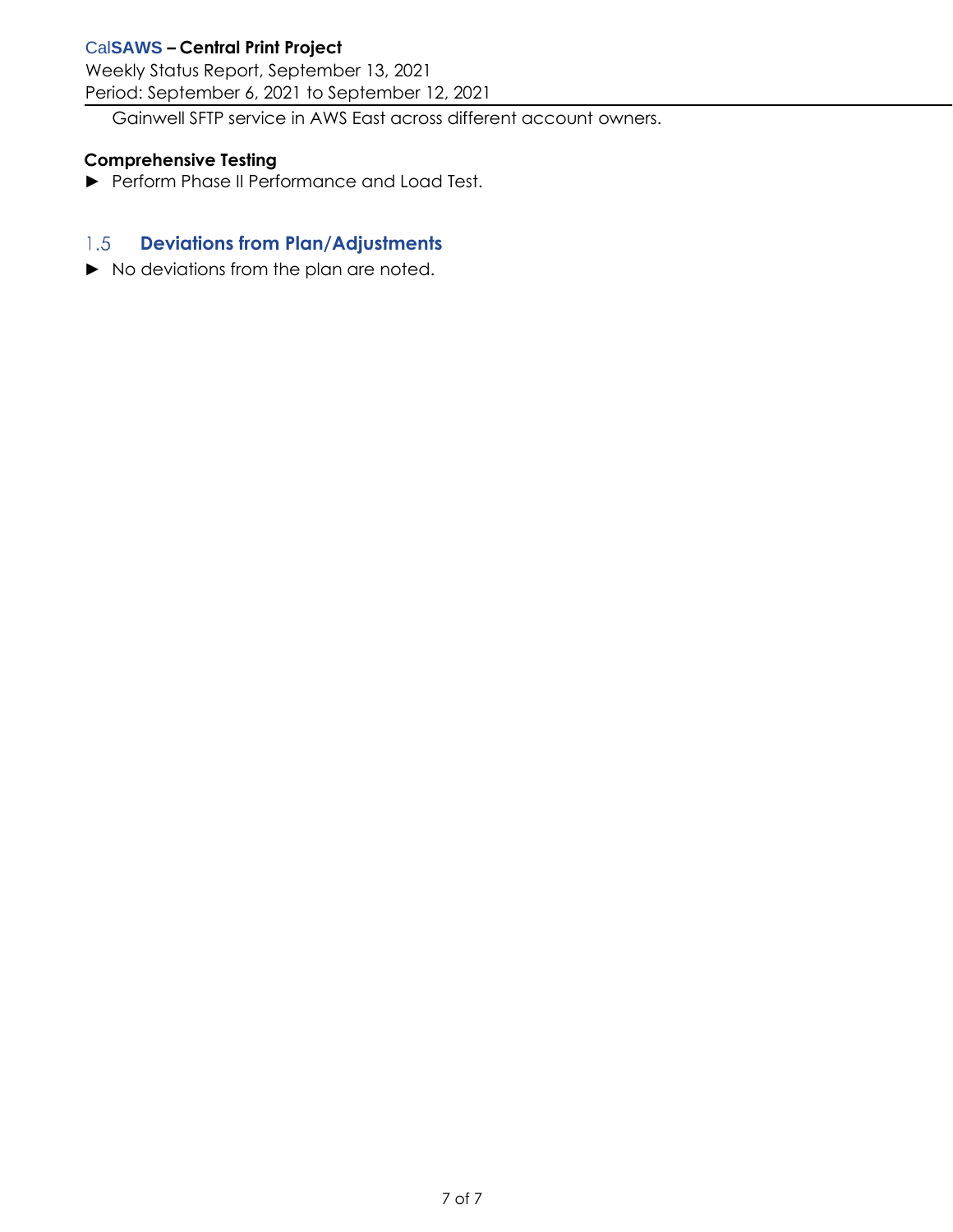Gainwell SFTP service in AWS East across different account owners.

**Comprehensive Testing**

- Perform Phase II Performance and Load Test.

### 1.5 Deviations from Plan/Adjustments

- No deviations from the plan are noted.